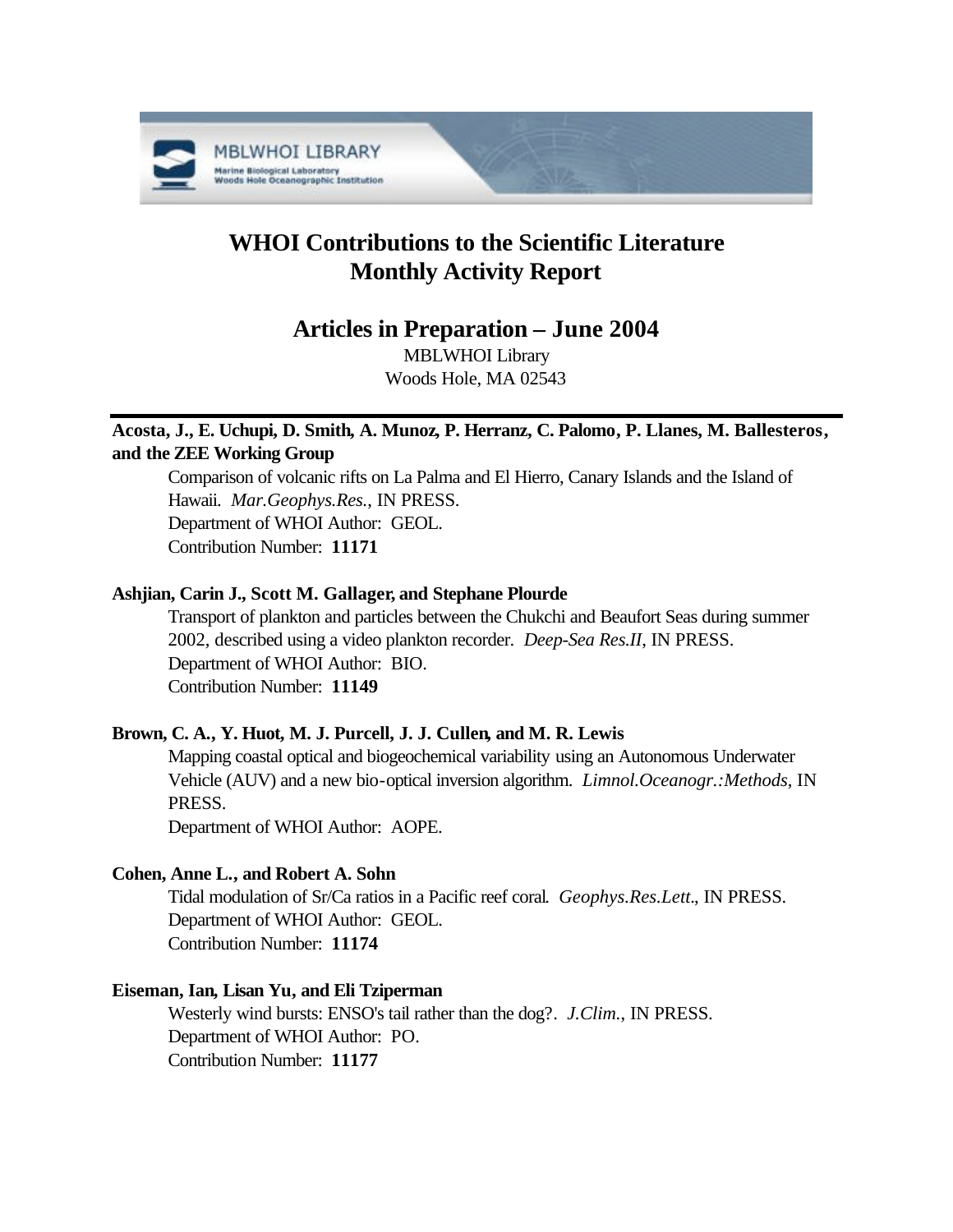# WHOI Contributions to the Scientific Literature Monthly Activity Report

## Articles in Preparation – June 2004

MBLWHOI Library
Woods Hole, MA 02543

---

**Acosta, J., E. Uchupi, D. Smith, A. Munoz, P. Herranz, C. Palomo, P. Llanes, M. Ballesteros, and the ZEE Working Group**

Comparison of volcanic rifts on La Palma and El Hierro, Canary Islands and the Island of Hawaii. *Mar.Geophys.Res.*, IN PRESS.
Department of WHOI Author: GEOL.
Contribution Number: **11171**

**Ashjian, Carin J., Scott M. Gallager, and Stephane Plourde**

Transport of plankton and particles between the Chukchi and Beaufort Seas during summer 2002, described using a video plankton recorder. *Deep-Sea Res.II*, IN PRESS.
Department of WHOI Author: BIO.
Contribution Number: **11149**

**Brown, C. A., Y. Huot, M. J. Purcell, J. J. Cullen, and M. R. Lewis**

Mapping coastal optical and biogeochemical variability using an Autonomous Underwater Vehicle (AUV) and a new bio-optical inversion algorithm. *Limnol.Oceanogr.:Methods*, IN PRESS.
Department of WHOI Author: AOPE.

**Cohen, Anne L., and Robert A. Sohn**

Tidal modulation of Sr/Ca ratios in a Pacific reef coral. *Geophys.Res.Lett.*, IN PRESS.
Department of WHOI Author: GEOL.
Contribution Number: **11174**

**Eiseman, Ian, Lisan Yu, and Eli Tziperman**

Westerly wind bursts: ENSO's tail rather than the dog?. *J.Clim.*, IN PRESS.
Department of WHOI Author: PO.
Contribution Number: **11177**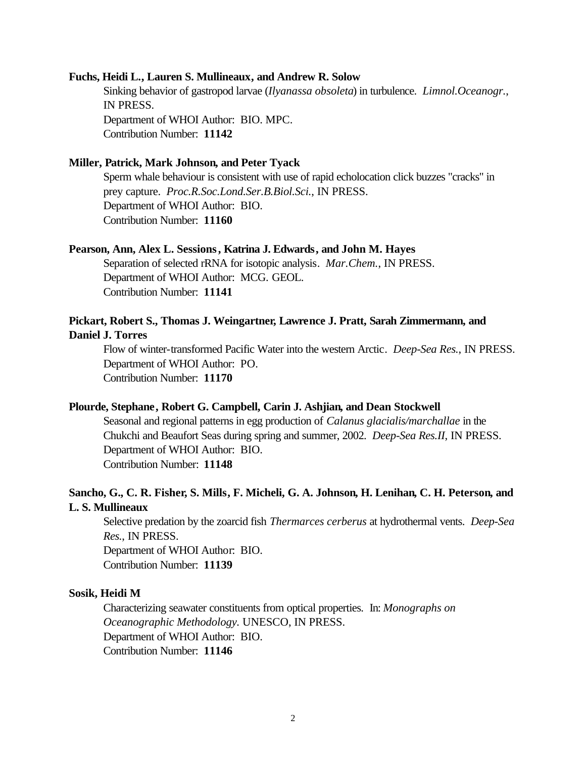**Fuchs, Heidi L., Lauren S. Mullineaux, and Andrew R. Solow**

Sinking behavior of gastropod larvae (*Ilyanassa obsoleta*) in turbulence. *Limnol.Oceanogr.*, IN PRESS.
Department of WHOI Author: BIO. MPC.
Contribution Number: **11142**

**Miller, Patrick, Mark Johnson, and Peter Tyack**

Sperm whale behaviour is consistent with use of rapid echolocation click buzzes "cracks" in prey capture. *Proc.R.Soc.Lond.Ser.B.Biol.Sci.*, IN PRESS.
Department of WHOI Author: BIO.
Contribution Number: **11160**

**Pearson, Ann, Alex L. Sessions, Katrina J. Edwards, and John M. Hayes**

Separation of selected rRNA for isotopic analysis. *Mar.Chem.*, IN PRESS.
Department of WHOI Author: MCG. GEOL.
Contribution Number: **11141**

**Pickart, Robert S., Thomas J. Weingartner, Lawrence J. Pratt, Sarah Zimmermann, and Daniel J. Torres**

Flow of winter-transformed Pacific Water into the western Arctic. *Deep-Sea Res.*, IN PRESS.
Department of WHOI Author: PO.
Contribution Number: **11170**

**Plourde, Stephane, Robert G. Campbell, Carin J. Ashjian, and Dean Stockwell**

Seasonal and regional patterns in egg production of *Calanus glacialis/marchallae* in the Chukchi and Beaufort Seas during spring and summer, 2002. *Deep-Sea Res.II*, IN PRESS.
Department of WHOI Author: BIO.
Contribution Number: **11148**

**Sancho, G., C. R. Fisher, S. Mills, F. Micheli, G. A. Johnson, H. Lenihan, C. H. Peterson, and L. S. Mullineaux**

Selective predation by the zoarcid fish *Thermarces cerberus* at hydrothermal vents. *Deep-Sea Res.*, IN PRESS.
Department of WHOI Author: BIO.
Contribution Number: **11139**

**Sosik, Heidi M**

Characterizing seawater constituents from optical properties. In: *Monographs on Oceanographic Methodology.* UNESCO, IN PRESS.
Department of WHOI Author: BIO.
Contribution Number: **11146**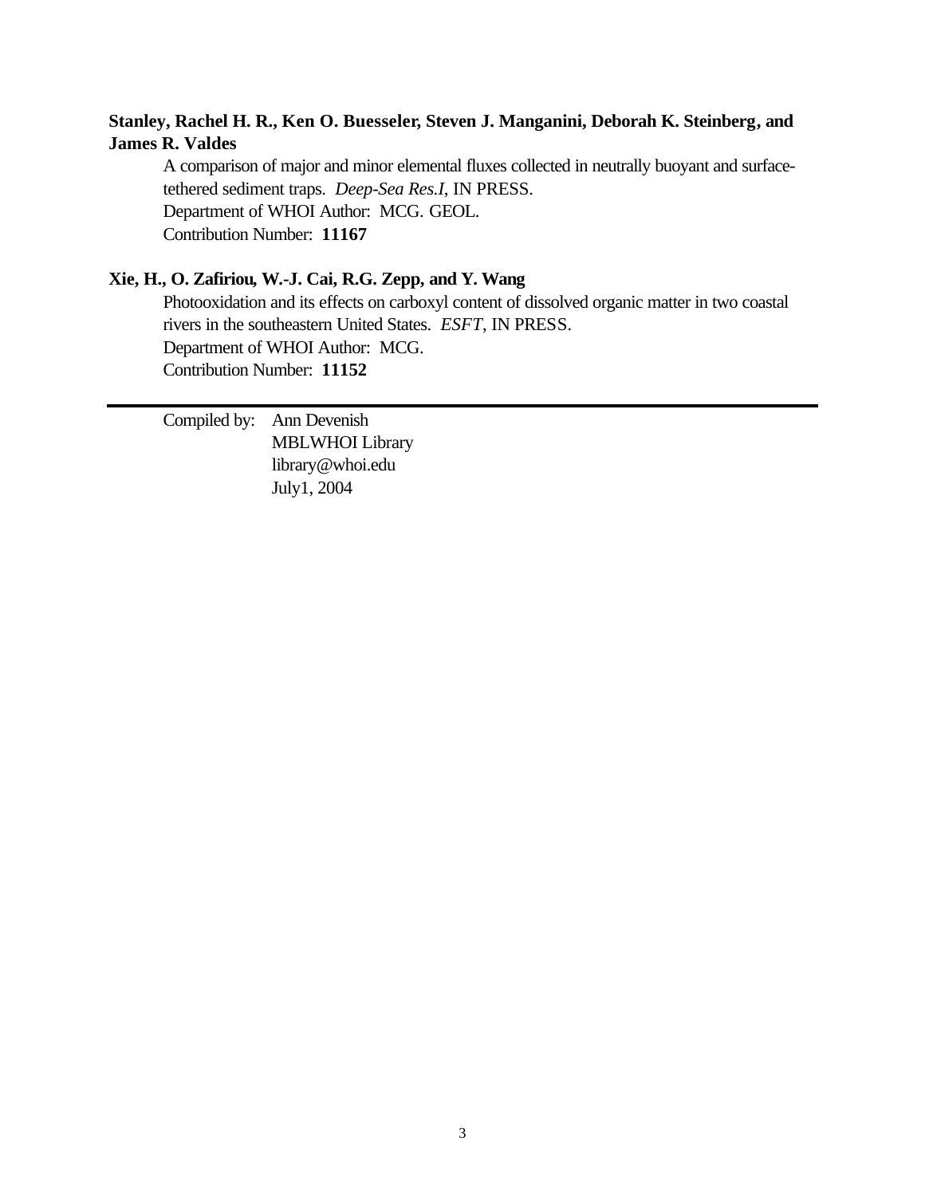**Stanley, Rachel H. R., Ken O. Buesseler, Steven J. Manganini, Deborah K. Steinberg, and James R. Valdes**

A comparison of major and minor elemental fluxes collected in neutrally buoyant and surface-tethered sediment traps. *Deep-Sea Res.I*, IN PRESS.
Department of WHOI Author: MCG. GEOL.
Contribution Number: **11167**

**Xie, H., O. Zafiriou, W.-J. Cai, R.G. Zepp, and Y. Wang**

Photooxidation and its effects on carboxyl content of dissolved organic matter in two coastal rivers in the southeastern United States. *ESFT*, IN PRESS.
Department of WHOI Author: MCG.
Contribution Number: **11152**

---

Compiled by: Ann Devenish
MBLWHOI Library
library@whoi.edu
July1, 2004